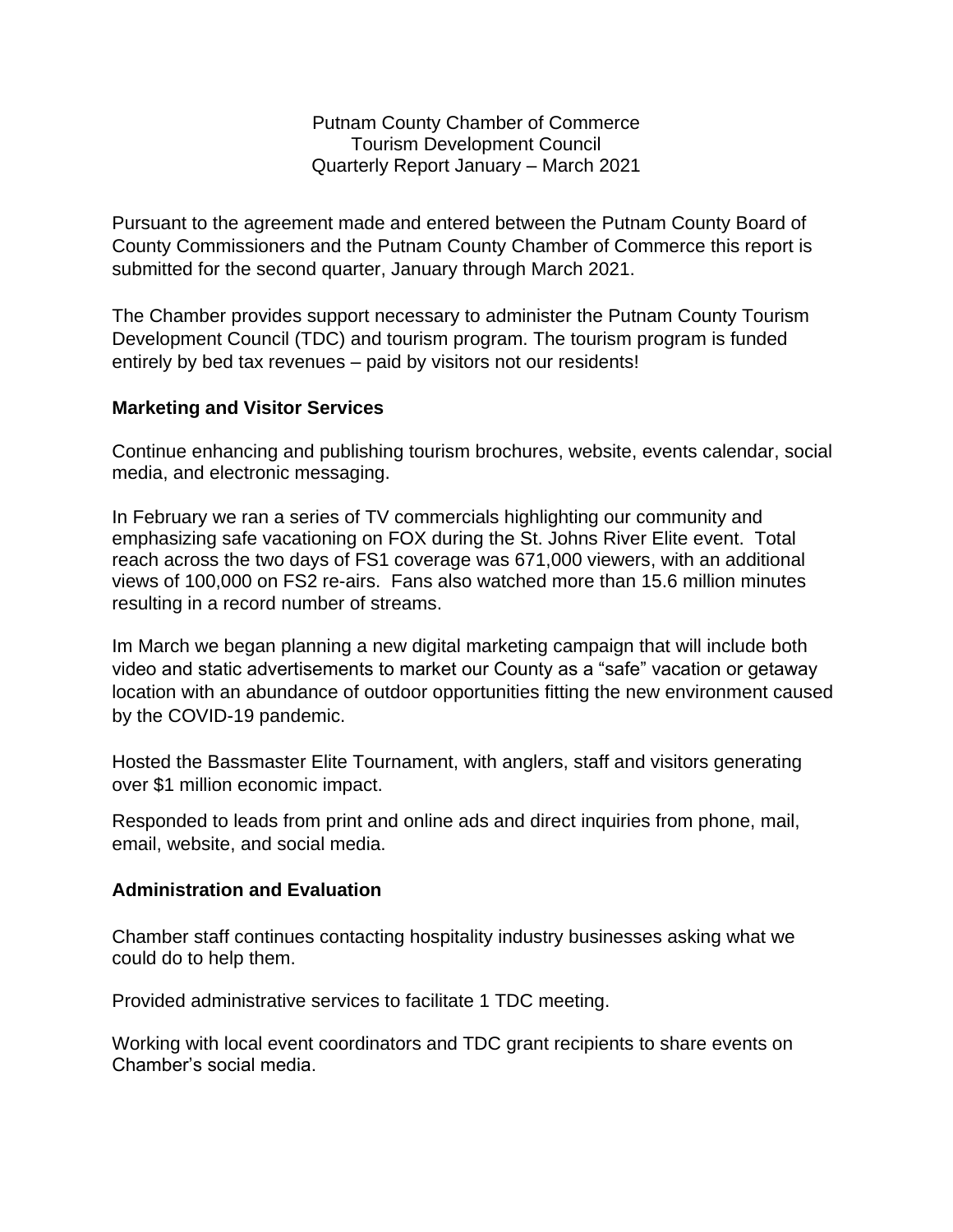Putnam County Chamber of Commerce
Tourism Development Council
Quarterly Report January – March 2021

Pursuant to the agreement made and entered between the Putnam County Board of County Commissioners and the Putnam County Chamber of Commerce this report is submitted for the second quarter, January through March 2021.

The Chamber provides support necessary to administer the Putnam County Tourism Development Council (TDC) and tourism program. The tourism program is funded entirely by bed tax revenues – paid by visitors not our residents!

**Marketing and Visitor Services**

Continue enhancing and publishing tourism brochures, website, events calendar, social media, and electronic messaging.

In February we ran a series of TV commercials highlighting our community and emphasizing safe vacationing on FOX during the St. Johns River Elite event. Total reach across the two days of FS1 coverage was 671,000 viewers, with an additional views of 100,000 on FS2 re-airs. Fans also watched more than 15.6 million minutes resulting in a record number of streams.

Im March we began planning a new digital marketing campaign that will include both video and static advertisements to market our County as a "safe" vacation or getaway location with an abundance of outdoor opportunities fitting the new environment caused by the COVID-19 pandemic.

Hosted the Bassmaster Elite Tournament, with anglers, staff and visitors generating over $1 million economic impact.

Responded to leads from print and online ads and direct inquiries from phone, mail, email, website, and social media.

**Administration and Evaluation**

Chamber staff continues contacting hospitality industry businesses asking what we could do to help them.

Provided administrative services to facilitate 1 TDC meeting.

Working with local event coordinators and TDC grant recipients to share events on Chamber's social media.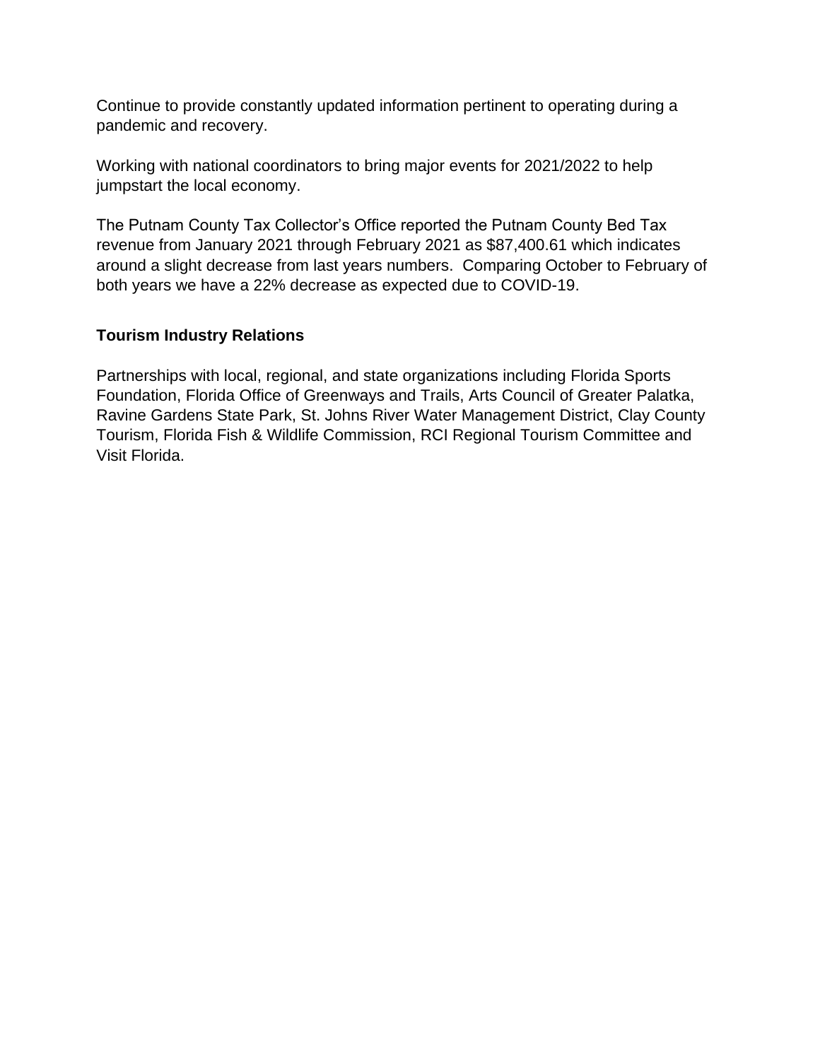Continue to provide constantly updated information pertinent to operating during a pandemic and recovery.

Working with national coordinators to bring major events for 2021/2022 to help jumpstart the local economy.

The Putnam County Tax Collector's Office reported the Putnam County Bed Tax revenue from January 2021 through February 2021 as $87,400.61 which indicates around a slight decrease from last years numbers. Comparing October to February of both years we have a 22% decrease as expected due to COVID-19.

### Tourism Industry Relations

Partnerships with local, regional, and state organizations including Florida Sports Foundation, Florida Office of Greenways and Trails, Arts Council of Greater Palatka, Ravine Gardens State Park, St. Johns River Water Management District, Clay County Tourism, Florida Fish & Wildlife Commission, RCI Regional Tourism Committee and Visit Florida.